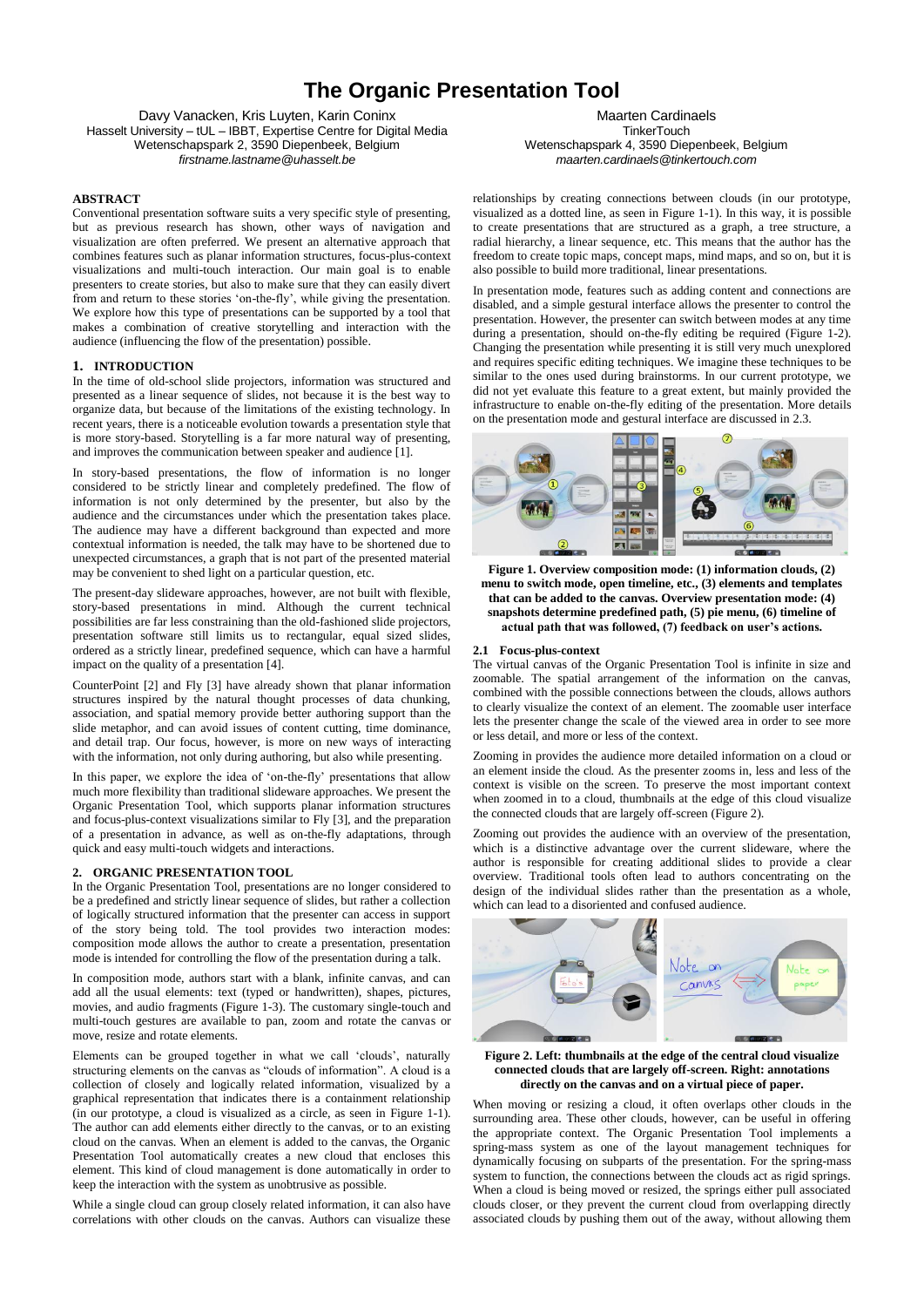# The Organic Presentation Tool

Davy Vanacken, Kris Luyten, Karin Coninx
Hasselt University – tUL – IBBT, Expertise Centre for Digital Media
Wetenschapspark 2, 3590 Diepenbeek, Belgium
*firstname.lastname@uhasselt.be*

Maarten Cardinaels
TinkerTouch
Wetenschapspark 4, 3590 Diepenbeek, Belgium
*maarten.cardinaels@tinkertouch.com*

## ABSTRACT

Conventional presentation software suits a very specific style of presenting, but as previous research has shown, other ways of navigation and visualization are often preferred. We present an alternative approach that combines features such as planar information structures, focus-plus-context visualizations and multi-touch interaction. Our main goal is to enable presenters to create stories, but also to make sure that they can easily divert from and return to these stories 'on-the-fly', while giving the presentation. We explore how this type of presentations can be supported by a tool that makes a combination of creative storytelling and interaction with the audience (influencing the flow of the presentation) possible.

## 1. INTRODUCTION

In the time of old-school slide projectors, information was structured and presented as a linear sequence of slides, not because it is the best way to organize data, but because of the limitations of the existing technology. In recent years, there is a noticeable evolution towards a presentation style that is more story-based. Storytelling is a far more natural way of presenting, and improves the communication between speaker and audience [1].

In story-based presentations, the flow of information is no longer considered to be strictly linear and completely predefined. The flow of information is not only determined by the presenter, but also by the audience and the circumstances under which the presentation takes place. The audience may have a different background than expected and more contextual information is needed, the talk may have to be shortened due to unexpected circumstances, a graph that is not part of the presented material may be convenient to shed light on a particular question, etc.

The present-day slideware approaches, however, are not built with flexible, story-based presentations in mind. Although the current technical possibilities are far less constraining than the old-fashioned slide projectors, presentation software still limits us to rectangular, equal sized slides, ordered as a strictly linear, predefined sequence, which can have a harmful impact on the quality of a presentation [4].

CounterPoint [2] and Fly [3] have already shown that planar information structures inspired by the natural thought processes of data chunking, association, and spatial memory provide better authoring support than the slide metaphor, and can avoid issues of content cutting, time dominance, and detail trap. Our focus, however, is more on new ways of interacting with the information, not only during authoring, but also while presenting.

In this paper, we explore the idea of 'on-the-fly' presentations that allow much more flexibility than traditional slideware approaches. We present the Organic Presentation Tool, which supports planar information structures and focus-plus-context visualizations similar to Fly [3], and the preparation of a presentation in advance, as well as on-the-fly adaptations, through quick and easy multi-touch widgets and interactions.

## 2. ORGANIC PRESENTATION TOOL

In the Organic Presentation Tool, presentations are no longer considered to be a predefined and strictly linear sequence of slides, but rather a collection of logically structured information that the presenter can access in support of the story being told. The tool provides two interaction modes: composition mode allows the author to create a presentation, presentation mode is intended for controlling the flow of the presentation during a talk.

In composition mode, authors start with a blank, infinite canvas, and can add all the usual elements: text (typed or handwritten), shapes, pictures, movies, and audio fragments (Figure 1-3). The customary single-touch and multi-touch gestures are available to pan, zoom and rotate the canvas or move, resize and rotate elements.

Elements can be grouped together in what we call 'clouds', naturally structuring elements on the canvas as "clouds of information". A cloud is a collection of closely and logically related information, visualized by a graphical representation that indicates there is a containment relationship (in our prototype, a cloud is visualized as a circle, as seen in Figure 1-1). The author can add elements either directly to the canvas, or to an existing cloud on the canvas. When an element is added to the canvas, the Organic Presentation Tool automatically creates a new cloud that encloses this element. This kind of cloud management is done automatically in order to keep the interaction with the system as unobtrusive as possible.

While a single cloud can group closely related information, it can also have correlations with other clouds on the canvas. Authors can visualize these relationships by creating connections between clouds (in our prototype, visualized as a dotted line, as seen in Figure 1-1). In this way, it is possible to create presentations that are structured as a graph, a tree structure, a radial hierarchy, a linear sequence, etc. This means that the author has the freedom to create topic maps, concept maps, mind maps, and so on, but it is also possible to build more traditional, linear presentations.

In presentation mode, features such as adding content and connections are disabled, and a simple gestural interface allows the presenter to control the presentation. However, the presenter can switch between modes at any time during a presentation, should on-the-fly editing be required (Figure 1-2). Changing the presentation while presenting it is still very much unexplored and requires specific editing techniques. We imagine these techniques to be similar to the ones used during brainstorms. In our current prototype, we did not yet evaluate this feature to a great extent, but mainly provided the infrastructure to enable on-the-fly editing of the presentation. More details on the presentation mode and gestural interface are discussed in 2.3.

**Figure 1. Overview composition mode: (1) information clouds, (2) menu to switch mode, open timeline, etc., (3) elements and templates that can be added to the canvas. Overview presentation mode: (4) snapshots determine predefined path, (5) pie menu, (6) timeline of actual path that was followed, (7) feedback on user's actions.**

### 2.1 Focus-plus-context

The virtual canvas of the Organic Presentation Tool is infinite in size and zoomable. The spatial arrangement of the information on the canvas, combined with the possible connections between the clouds, allows authors to clearly visualize the context of an element. The zoomable user interface lets the presenter change the scale of the viewed area in order to see more or less detail, and more or less of the context.

Zooming in provides the audience more detailed information on a cloud or an element inside the cloud. As the presenter zooms in, less and less of the context is visible on the screen. To preserve the most important context when zoomed in to a cloud, thumbnails at the edge of this cloud visualize the connected clouds that are largely off-screen (Figure 2).

Zooming out provides the audience with an overview of the presentation, which is a distinctive advantage over the current slideware, where the author is responsible for creating additional slides to provide a clear overview. Traditional tools often lead to authors concentrating on the design of the individual slides rather than the presentation as a whole, which can lead to a disoriented and confused audience.

**Figure 2. Left: thumbnails at the edge of the central cloud visualize connected clouds that are largely off-screen. Right: annotations directly on the canvas and on a virtual piece of paper.**

When moving or resizing a cloud, it often overlaps other clouds in the surrounding area. These other clouds, however, can be useful in offering the appropriate context. The Organic Presentation Tool implements a spring-mass system as one of the layout management techniques for dynamically focusing on subparts of the presentation. For the spring-mass system to function, the connections between the clouds act as rigid springs. When a cloud is being moved or resized, the springs either pull associated clouds closer, or they prevent the current cloud from overlapping directly associated clouds by pushing them out of the away, without allowing them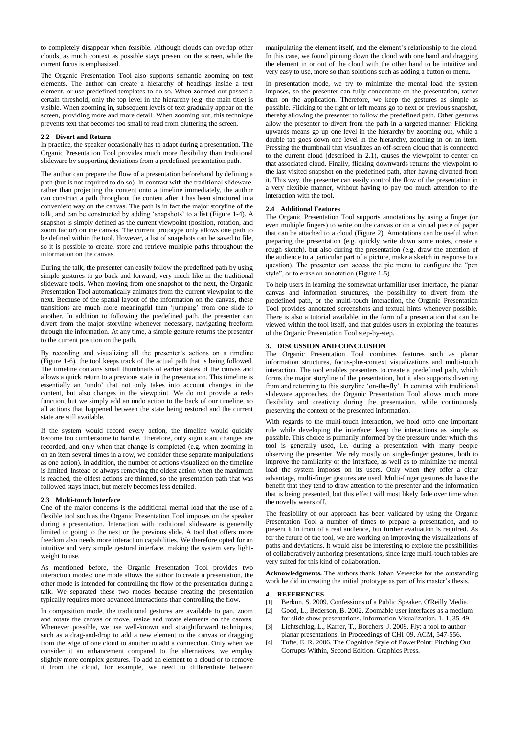to completely disappear when feasible. Although clouds can overlap other clouds, as much context as possible stays present on the screen, while the current focus is emphasized.

The Organic Presentation Tool also supports semantic zooming on text elements. The author can create a hierarchy of headings inside a text element, or use predefined templates to do so. When zoomed out passed a certain threshold, only the top level in the hierarchy (e.g. the main title) is visible. When zooming in, subsequent levels of text gradually appear on the screen, providing more and more detail. When zooming out, this technique prevents text that becomes too small to read from cluttering the screen.

### 2.2 Divert and Return

In practice, the speaker occasionally has to adapt during a presentation. The Organic Presentation Tool provides much more flexibility than traditional slideware by supporting deviations from a predefined presentation path.

The author can prepare the flow of a presentation beforehand by defining a path (but is not required to do so). In contrast with the traditional slideware, rather than projecting the content onto a timeline immediately, the author can construct a path throughout the content after it has been structured in a convenient way on the canvas. The path is in fact the major storyline of the talk, and can be constructed by adding 'snapshots' to a list (Figure 1-4). A snapshot is simply defined as the current viewpoint (position, rotation, and zoom factor) on the canvas. The current prototype only allows one path to be defined within the tool. However, a list of snapshots can be saved to file, so it is possible to create, store and retrieve multiple paths throughout the information on the canvas.

During the talk, the presenter can easily follow the predefined path by using simple gestures to go back and forward, very much like in the traditional slideware tools. When moving from one snapshot to the next, the Organic Presentation Tool automatically animates from the current viewpoint to the next. Because of the spatial layout of the information on the canvas, these transitions are much more meaningful than 'jumping' from one slide to another. In addition to following the predefined path, the presenter can divert from the major storyline whenever necessary, navigating freeform through the information. At any time, a simple gesture returns the presenter to the current position on the path.

By recording and visualizing all the presenter's actions on a timeline (Figure 1-6), the tool keeps track of the actual path that is being followed. The timeline contains small thumbnails of earlier states of the canvas and allows a quick return to a previous state in the presentation. This timeline is essentially an 'undo' that not only takes into account changes in the content, but also changes in the viewpoint. We do not provide a redo function, but we simply add an undo action to the back of our timeline, so all actions that happened between the state being restored and the current state are still available.

If the system would record every action, the timeline would quickly become too cumbersome to handle. Therefore, only significant changes are recorded, and only when that change is completed (e.g. when zooming in on an item several times in a row, we consider these separate manipulations as one action). In addition, the number of actions visualized on the timeline is limited. Instead of always removing the oldest action when the maximum is reached, the oldest actions are thinned, so the presentation path that was followed stays intact, but merely becomes less detailed.

### 2.3 Multi-touch Interface

One of the major concerns is the additional mental load that the use of a flexible tool such as the Organic Presentation Tool imposes on the speaker during a presentation. Interaction with traditional slideware is generally limited to going to the next or the previous slide. A tool that offers more freedom also needs more interaction capabilities. We therefore opted for an intuitive and very simple gestural interface, making the system very light-weight to use.

As mentioned before, the Organic Presentation Tool provides two interaction modes: one mode allows the author to create a presentation, the other mode is intended for controlling the flow of the presentation during a talk. We separated these two modes because creating the presentation typically requires more advanced interactions than controlling the flow.

In composition mode, the traditional gestures are available to pan, zoom and rotate the canvas or move, resize and rotate elements on the canvas. Whenever possible, we use well-known and straightforward techniques, such as a drag-and-drop to add a new element to the canvas or dragging from the edge of one cloud to another to add a connection. Only when we consider it an enhancement compared to the alternatives, we employ slightly more complex gestures. To add an element to a cloud or to remove it from the cloud, for example, we need to differentiate between manipulating the element itself, and the element's relationship to the cloud. In this case, we found pinning down the cloud with one hand and dragging the element in or out of the cloud with the other hand to be intuitive and very easy to use, more so than solutions such as adding a button or menu.

In presentation mode, we try to minimize the mental load the system imposes, so the presenter can fully concentrate on the presentation, rather than on the application. Therefore, we keep the gestures as simple as possible. Flicking to the right or left means go to next or previous snapshot, thereby allowing the presenter to follow the predefined path. Other gestures allow the presenter to divert from the path in a targeted manner. Flicking upwards means go up one level in the hierarchy by zooming out, while a double tap goes down one level in the hierarchy, zooming in on an item. Pressing the thumbnail that visualizes an off-screen cloud that is connected to the current cloud (described in 2.1), causes the viewpoint to center on that associated cloud. Finally, flicking downwards returns the viewpoint to the last visited snapshot on the predefined path, after having diverted from it. This way, the presenter can easily control the flow of the presentation in a very flexible manner, without having to pay too much attention to the interaction with the tool.

### 2.4 Additional Features

The Organic Presentation Tool supports annotations by using a finger (or even multiple fingers) to write on the canvas or on a virtual piece of paper that can be attached to a cloud (Figure 2). Annotations can be useful when preparing the presentation (e.g. quickly write down some notes, create a rough sketch), but also during the presentation (e.g. draw the attention of the audience to a particular part of a picture, make a sketch in response to a question). The presenter can access the pie menu to configure the "pen style", or to erase an annotation (Figure 1-5).

To help users in learning the somewhat unfamiliar user interface, the planar canvas and information structures, the possibility to divert from the predefined path, or the multi-touch interaction, the Organic Presentation Tool provides annotated screenshots and textual hints whenever possible. There is also a tutorial available, in the form of a presentation that can be viewed within the tool itself, and that guides users in exploring the features of the Organic Presentation Tool step-by-step.

## 3. DISCUSSION AND CONCLUSION

The Organic Presentation Tool combines features such as planar information structures, focus-plus-context visualizations and multi-touch interaction. The tool enables presenters to create a predefined path, which forms the major storyline of the presentation, but it also supports diverting from and returning to this storyline 'on-the-fly'. In contrast with traditional slideware approaches, the Organic Presentation Tool allows much more flexibility and creativity during the presentation, while continuously preserving the context of the presented information.

With regards to the multi-touch interaction, we hold onto one important rule while developing the interface: keep the interactions as simple as possible. This choice is primarily informed by the pressure under which this tool is generally used, i.e. during a presentation with many people observing the presenter. We rely mostly on single-finger gestures, both to improve the familiarity of the interface, as well as to minimize the mental load the system imposes on its users. Only when they offer a clear advantage, multi-finger gestures are used. Multi-finger gestures do have the benefit that they tend to draw attention to the presenter and the information that is being presented, but this effect will most likely fade over time when the novelty wears off.

The feasibility of our approach has been validated by using the Organic Presentation Tool a number of times to prepare a presentation, and to present it in front of a real audience, but further evaluation is required. As for the future of the tool, we are working on improving the visualizations of paths and deviations. It would also be interesting to explore the possibilities of collaboratively authoring presentations, since large multi-touch tables are very suited for this kind of collaboration.

**Acknowledgments.** The authors thank Johan Vereecke for the outstanding work he did in creating the initial prototype as part of his master's thesis.

## 4. REFERENCES

[1] Berkun, S. 2009. Confessions of a Public Speaker. O'Reilly Media.

[2] Good, L., Bederson, B. 2002. Zoomable user interfaces as a medium for slide show presentations. Information Visualization, 1, 1, 35-49.

[3] Lichtschlag, L., Karrer, T., Borchers, J. 2009. Fly: a tool to author planar presentations. In Proceedings of CHI '09. ACM, 547-556.

[4] Tufte, E. R. 2006. The Cognitive Style of PowerPoint: Pitching Out Corrupts Within, Second Edition. Graphics Press.